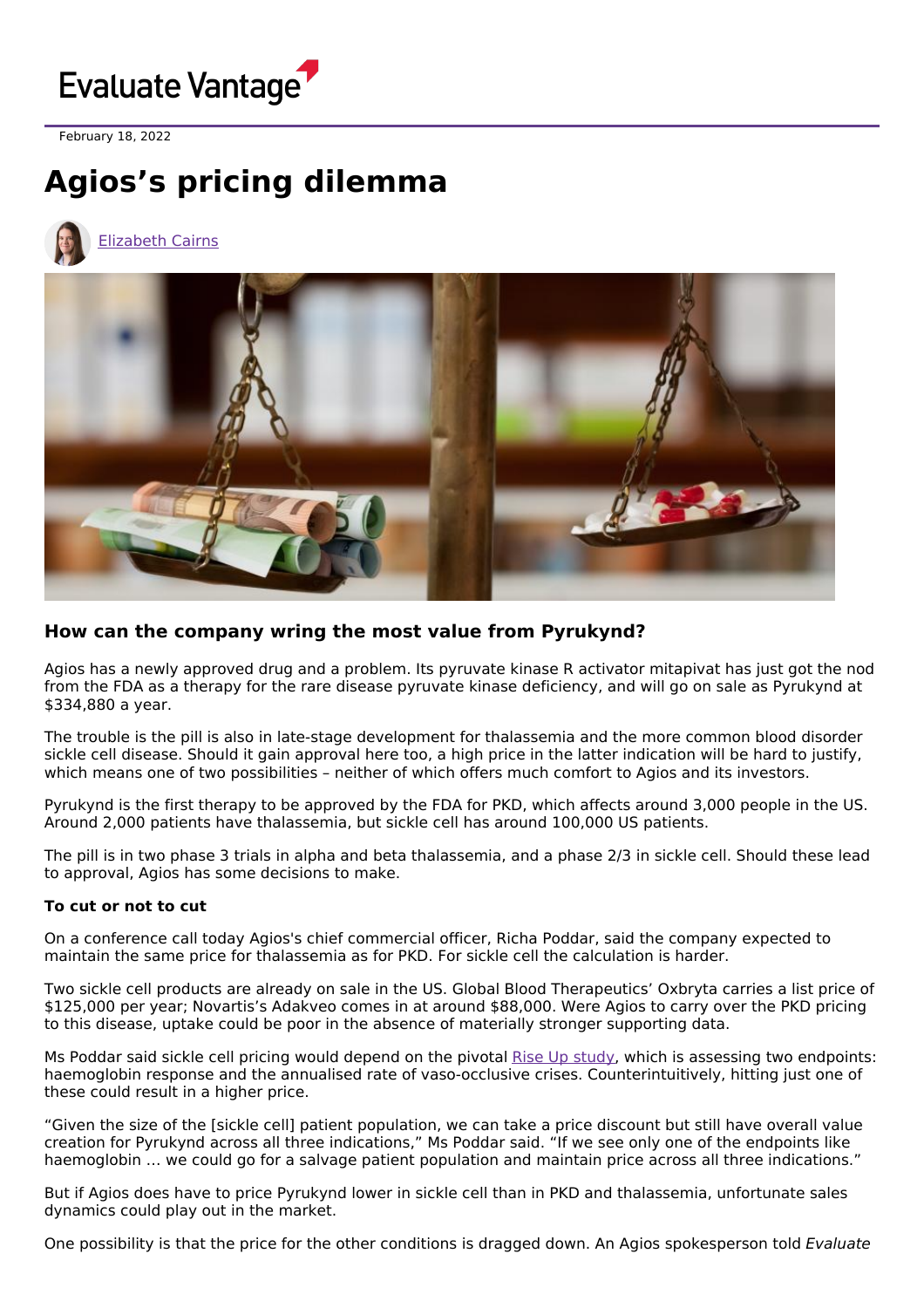Evaluate Vantage

February 18, 2022

# Agios's pricing dilemma

Elizabeth Cairns

### How can the company wring the most value from Pyrukynd?

Agios has a newly approved drug and a problem. Its pyruvate kinase R activator mitapivat has just got the nod from the FDA as a therapy for the rare disease pyruvate kinase deficiency, and will go on sale as Pyrukynd at $334,880 a year.

The trouble is the pill is also in late-stage development for thalassemia and the more common blood disorder sickle cell disease. Should it gain approval here too, a high price in the latter indication will be hard to justify, which means one of two possibilities – neither of which offers much comfort to Agios and its investors.

Pyrukynd is the first therapy to be approved by the FDA for PKD, which affects around 3,000 people in the US. Around 2,000 patients have thalassemia, but sickle cell has around 100,000 US patients.

The pill is in two phase 3 trials in alpha and beta thalassemia, and a phase 2/3 in sickle cell. Should these lead to approval, Agios has some decisions to make.

**To cut or not to cut**

On a conference call today Agios's chief commercial officer, Richa Poddar, said the company expected to maintain the same price for thalassemia as for PKD. For sickle cell the calculation is harder.

Two sickle cell products are already on sale in the US. Global Blood Therapeutics' Oxbryta carries a list price of $125,000 per year; Novartis's Adakveo comes in at around $88,000. Were Agios to carry over the PKD pricing to this disease, uptake could be poor in the absence of materially stronger supporting data.

Ms Poddar said sickle cell pricing would depend on the pivotal Rise Up study, which is assessing two endpoints: haemoglobin response and the annualised rate of vaso-occlusive crises. Counterintuitively, hitting just one of these could result in a higher price.

"Given the size of the [sickle cell] patient population, we can take a price discount but still have overall value creation for Pyrukynd across all three indications," Ms Poddar said. "If we see only one of the endpoints like haemoglobin … we could go for a salvage patient population and maintain price across all three indications."

But if Agios does have to price Pyrukynd lower in sickle cell than in PKD and thalassemia, unfortunate sales dynamics could play out in the market.

One possibility is that the price for the other conditions is dragged down. An Agios spokesperson told *Evaluate*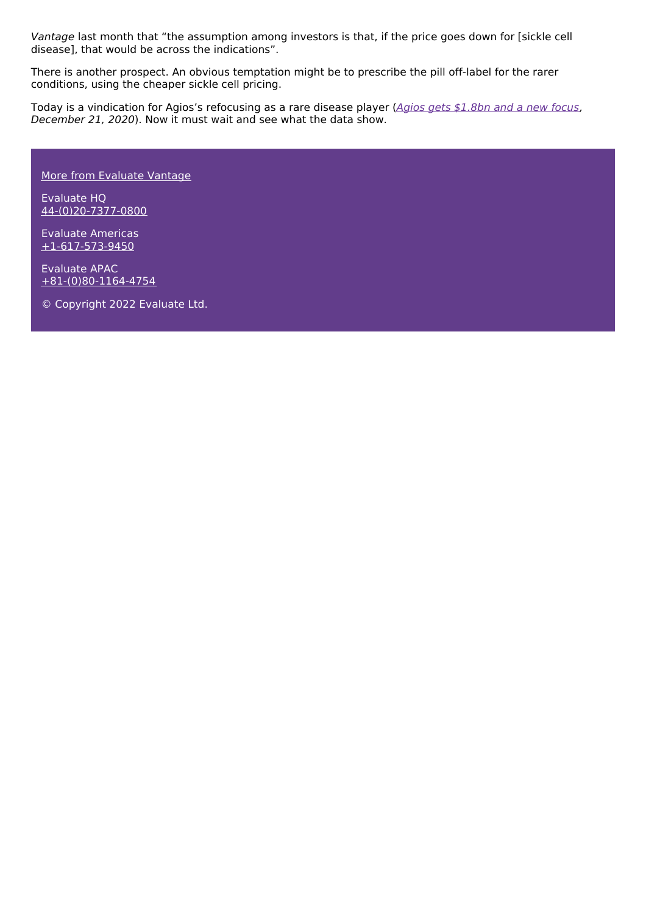*Vantage* last month that "the assumption among investors is that, if the price goes down for [sickle cell disease], that would be across the indications".

There is another prospect. An obvious temptation might be to prescribe the pill off-label for the rarer conditions, using the cheaper sickle cell pricing.

Today is a vindication for Agios's refocusing as a rare disease player (*Agios gets $1.8bn and a new focus, December 21, 2020*). Now it must wait and see what the data show.

More from Evaluate Vantage

Evaluate HQ
44-(0)20-7377-0800

Evaluate Americas
+1-617-573-9450

Evaluate APAC
+81-(0)80-1164-4754

© Copyright 2022 Evaluate Ltd.